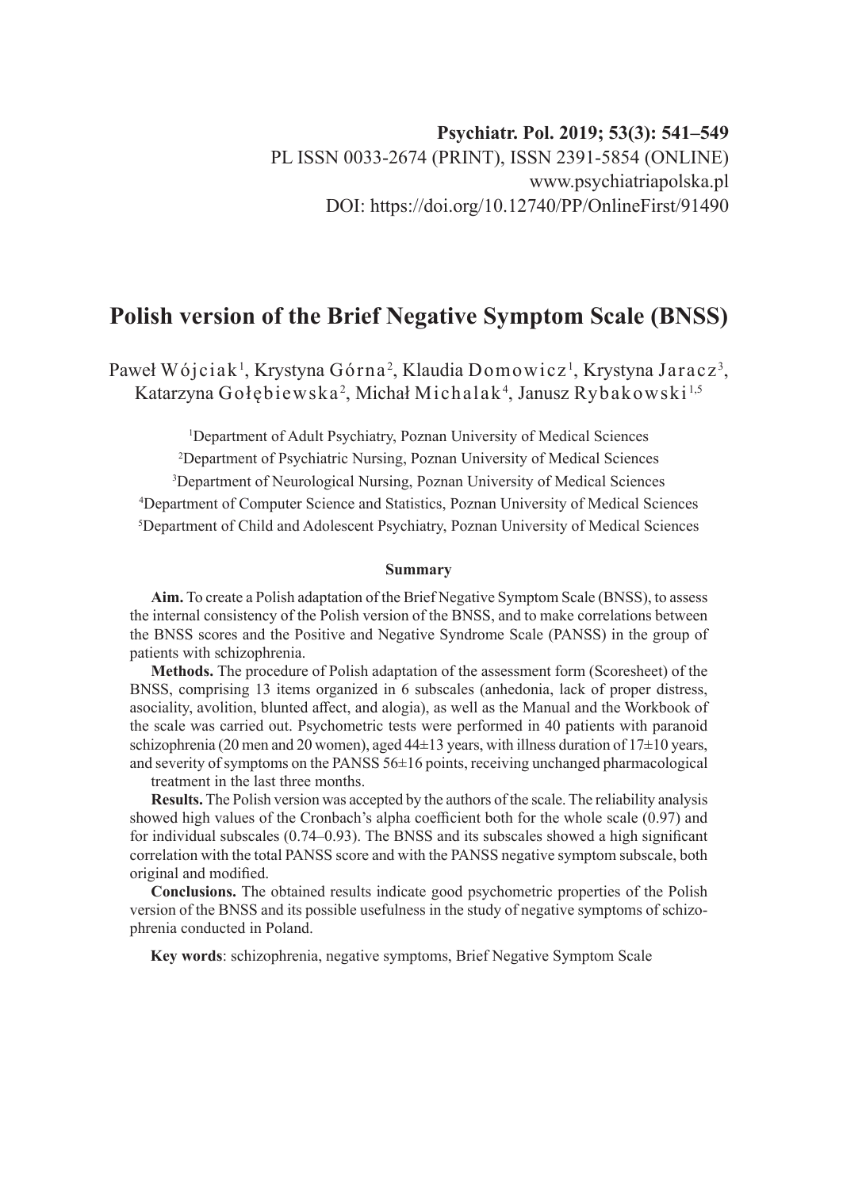Psychiatr. Pol. 2019; 53(3): 541–549
PL ISSN 0033-2674 (PRINT), ISSN 2391-5854 (ONLINE)
www.psychiatriapolska.pl
DOI: https://doi.org/10.12740/PP/OnlineFirst/91490

# Polish version of the Brief Negative Symptom Scale (BNSS)

Paweł Wójciak[1], Krystyna Górna[2], Klaudia Domowicz[1], Krystyna Jaracz[3], Katarzyna Gołębiewska[2], Michał Michalak[4], Janusz Rybakowski[1,5]

[1]Department of Adult Psychiatry, Poznan University of Medical Sciences
[2]Department of Psychiatric Nursing, Poznan University of Medical Sciences
[3]Department of Neurological Nursing, Poznan University of Medical Sciences
[4]Department of Computer Science and Statistics, Poznan University of Medical Sciences
[5]Department of Child and Adolescent Psychiatry, Poznan University of Medical Sciences

### Summary

**Aim.** To create a Polish adaptation of the Brief Negative Symptom Scale (BNSS), to assess the internal consistency of the Polish version of the BNSS, and to make correlations between the BNSS scores and the Positive and Negative Syndrome Scale (PANSS) in the group of patients with schizophrenia.

**Methods.** The procedure of Polish adaptation of the assessment form (Scoresheet) of the BNSS, comprising 13 items organized in 6 subscales (anhedonia, lack of proper distress, asociality, avolition, blunted affect, and alogia), as well as the Manual and the Workbook of the scale was carried out. Psychometric tests were performed in 40 patients with paranoid schizophrenia (20 men and 20 women), aged 44±13 years, with illness duration of 17±10 years, and severity of symptoms on the PANSS 56±16 points, receiving unchanged pharmacological treatment in the last three months.

**Results.** The Polish version was accepted by the authors of the scale. The reliability analysis showed high values of the Cronbach's alpha coefficient both for the whole scale (0.97) and for individual subscales (0.74–0.93). The BNSS and its subscales showed a high significant correlation with the total PANSS score and with the PANSS negative symptom subscale, both original and modified.

**Conclusions.** The obtained results indicate good psychometric properties of the Polish version of the BNSS and its possible usefulness in the study of negative symptoms of schizophrenia conducted in Poland.

**Key words**: schizophrenia, negative symptoms, Brief Negative Symptom Scale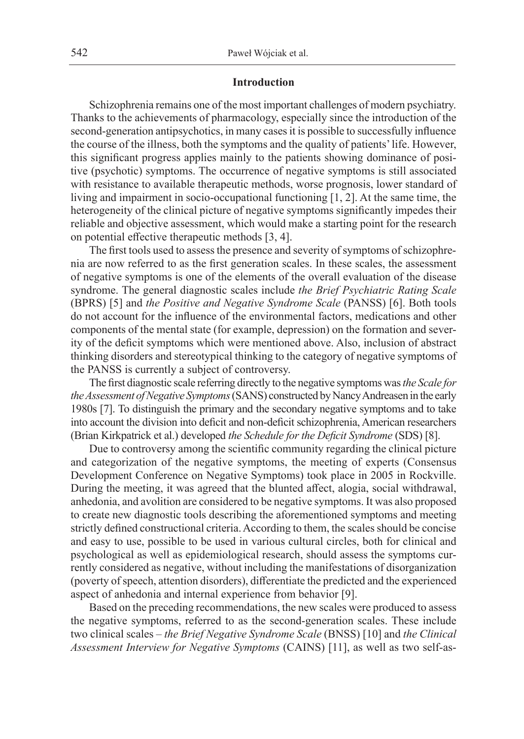## Introduction

Schizophrenia remains one of the most important challenges of modern psychiatry. Thanks to the achievements of pharmacology, especially since the introduction of the second-generation antipsychotics, in many cases it is possible to successfully influence the course of the illness, both the symptoms and the quality of patients' life. However, this significant progress applies mainly to the patients showing dominance of positive (psychotic) symptoms. The occurrence of negative symptoms is still associated with resistance to available therapeutic methods, worse prognosis, lower standard of living and impairment in socio-occupational functioning [1, 2]. At the same time, the heterogeneity of the clinical picture of negative symptoms significantly impedes their reliable and objective assessment, which would make a starting point for the research on potential effective therapeutic methods [3, 4].

The first tools used to assess the presence and severity of symptoms of schizophrenia are now referred to as the first generation scales. In these scales, the assessment of negative symptoms is one of the elements of the overall evaluation of the disease syndrome. The general diagnostic scales include *the Brief Psychiatric Rating Scale* (BPRS) [5] and *the Positive and Negative Syndrome Scale* (PANSS) [6]. Both tools do not account for the influence of the environmental factors, medications and other components of the mental state (for example, depression) on the formation and severity of the deficit symptoms which were mentioned above. Also, inclusion of abstract thinking disorders and stereotypical thinking to the category of negative symptoms of the PANSS is currently a subject of controversy.

The first diagnostic scale referring directly to the negative symptoms was *the Scale for the Assessment of Negative Symptoms* (SANS) constructed by Nancy Andreasen in the early 1980s [7]. To distinguish the primary and the secondary negative symptoms and to take into account the division into deficit and non-deficit schizophrenia, American researchers (Brian Kirkpatrick et al.) developed *the Schedule for the Deficit Syndrome* (SDS) [8].

Due to controversy among the scientific community regarding the clinical picture and categorization of the negative symptoms, the meeting of experts (Consensus Development Conference on Negative Symptoms) took place in 2005 in Rockville. During the meeting, it was agreed that the blunted affect, alogia, social withdrawal, anhedonia, and avolition are considered to be negative symptoms. It was also proposed to create new diagnostic tools describing the aforementioned symptoms and meeting strictly defined constructional criteria. According to them, the scales should be concise and easy to use, possible to be used in various cultural circles, both for clinical and psychological as well as epidemiological research, should assess the symptoms currently considered as negative, without including the manifestations of disorganization (poverty of speech, attention disorders), differentiate the predicted and the experienced aspect of anhedonia and internal experience from behavior [9].

Based on the preceding recommendations, the new scales were produced to assess the negative symptoms, referred to as the second-generation scales. These include two clinical scales – *the Brief Negative Syndrome Scale* (BNSS) [10] and *the Clinical Assessment Interview for Negative Symptoms* (CAINS) [11], as well as two self-as-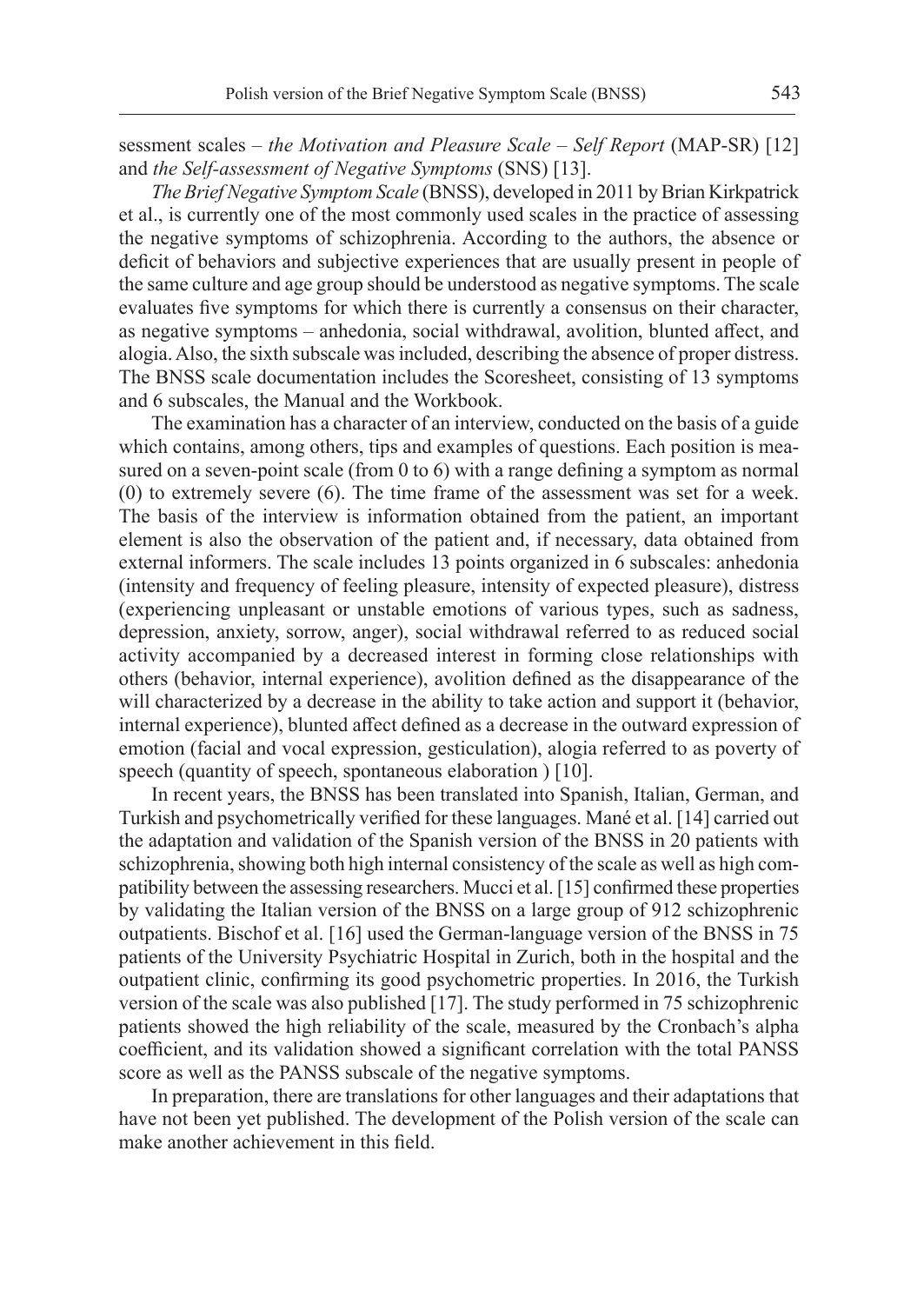sessment scales – *the Motivation and Pleasure Scale – Self Report* (MAP-SR) [12] and *the Self-assessment of Negative Symptoms* (SNS) [13].

*The Brief Negative Symptom Scale* (BNSS), developed in 2011 by Brian Kirkpatrick et al., is currently one of the most commonly used scales in the practice of assessing the negative symptoms of schizophrenia. According to the authors, the absence or deficit of behaviors and subjective experiences that are usually present in people of the same culture and age group should be understood as negative symptoms. The scale evaluates five symptoms for which there is currently a consensus on their character, as negative symptoms – anhedonia, social withdrawal, avolition, blunted affect, and alogia. Also, the sixth subscale was included, describing the absence of proper distress. The BNSS scale documentation includes the Scoresheet, consisting of 13 symptoms and 6 subscales, the Manual and the Workbook.

The examination has a character of an interview, conducted on the basis of a guide which contains, among others, tips and examples of questions. Each position is measured on a seven-point scale (from 0 to 6) with a range defining a symptom as normal (0) to extremely severe (6). The time frame of the assessment was set for a week. The basis of the interview is information obtained from the patient, an important element is also the observation of the patient and, if necessary, data obtained from external informers. The scale includes 13 points organized in 6 subscales: anhedonia (intensity and frequency of feeling pleasure, intensity of expected pleasure), distress (experiencing unpleasant or unstable emotions of various types, such as sadness, depression, anxiety, sorrow, anger), social withdrawal referred to as reduced social activity accompanied by a decreased interest in forming close relationships with others (behavior, internal experience), avolition defined as the disappearance of the will characterized by a decrease in the ability to take action and support it (behavior, internal experience), blunted affect defined as a decrease in the outward expression of emotion (facial and vocal expression, gesticulation), alogia referred to as poverty of speech (quantity of speech, spontaneous elaboration ) [10].

In recent years, the BNSS has been translated into Spanish, Italian, German, and Turkish and psychometrically verified for these languages. Mané et al. [14] carried out the adaptation and validation of the Spanish version of the BNSS in 20 patients with schizophrenia, showing both high internal consistency of the scale as well as high compatibility between the assessing researchers. Mucci et al. [15] confirmed these properties by validating the Italian version of the BNSS on a large group of 912 schizophrenic outpatients. Bischof et al. [16] used the German-language version of the BNSS in 75 patients of the University Psychiatric Hospital in Zurich, both in the hospital and the outpatient clinic, confirming its good psychometric properties. In 2016, the Turkish version of the scale was also published [17]. The study performed in 75 schizophrenic patients showed the high reliability of the scale, measured by the Cronbach's alpha coefficient, and its validation showed a significant correlation with the total PANSS score as well as the PANSS subscale of the negative symptoms.

In preparation, there are translations for other languages and their adaptations that have not been yet published. The development of the Polish version of the scale can make another achievement in this field.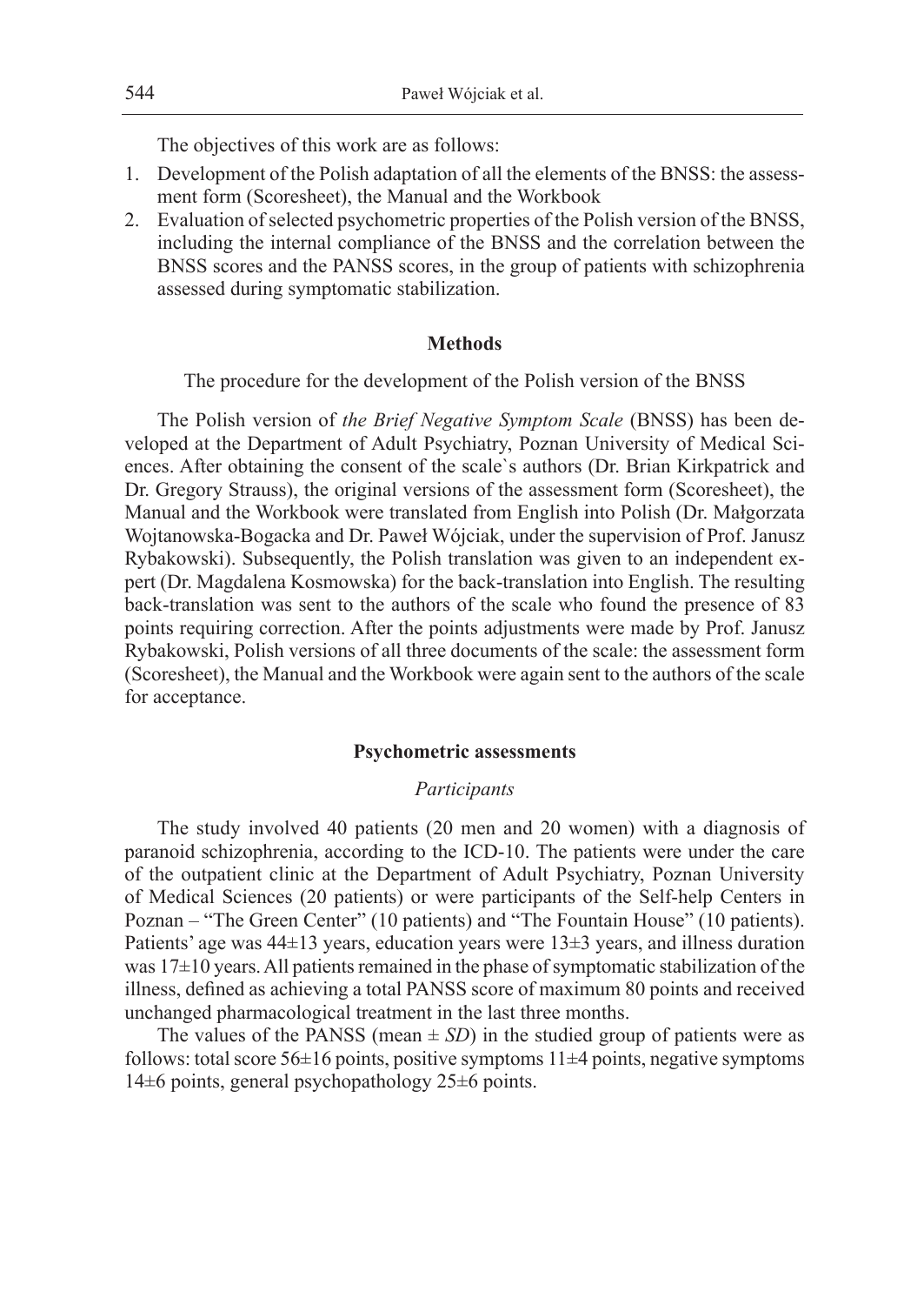The objectives of this work are as follows:

1. Development of the Polish adaptation of all the elements of the BNSS: the assessment form (Scoresheet), the Manual and the Workbook
2. Evaluation of selected psychometric properties of the Polish version of the BNSS, including the internal compliance of the BNSS and the correlation between the BNSS scores and the PANSS scores, in the group of patients with schizophrenia assessed during symptomatic stabilization.

## Methods

The procedure for the development of the Polish version of the BNSS

The Polish version of *the Brief Negative Symptom Scale* (BNSS) has been developed at the Department of Adult Psychiatry, Poznan University of Medical Sciences. After obtaining the consent of the scale`s authors (Dr. Brian Kirkpatrick and Dr. Gregory Strauss), the original versions of the assessment form (Scoresheet), the Manual and the Workbook were translated from English into Polish (Dr. Małgorzata Wojtanowska-Bogacka and Dr. Paweł Wójciak, under the supervision of Prof. Janusz Rybakowski). Subsequently, the Polish translation was given to an independent expert (Dr. Magdalena Kosmowska) for the back-translation into English. The resulting back-translation was sent to the authors of the scale who found the presence of 83 points requiring correction. After the points adjustments were made by Prof. Janusz Rybakowski, Polish versions of all three documents of the scale: the assessment form (Scoresheet), the Manual and the Workbook were again sent to the authors of the scale for acceptance.

## Psychometric assessments

### *Participants*

The study involved 40 patients (20 men and 20 women) with a diagnosis of paranoid schizophrenia, according to the ICD-10. The patients were under the care of the outpatient clinic at the Department of Adult Psychiatry, Poznan University of Medical Sciences (20 patients) or were participants of the Self-help Centers in Poznan – "The Green Center" (10 patients) and "The Fountain House" (10 patients). Patients' age was 44±13 years, education years were 13±3 years, and illness duration was 17±10 years. All patients remained in the phase of symptomatic stabilization of the illness, defined as achieving a total PANSS score of maximum 80 points and received unchanged pharmacological treatment in the last three months.

The values of the PANSS (mean ± *SD*) in the studied group of patients were as follows: total score 56±16 points, positive symptoms 11±4 points, negative symptoms 14±6 points, general psychopathology 25±6 points.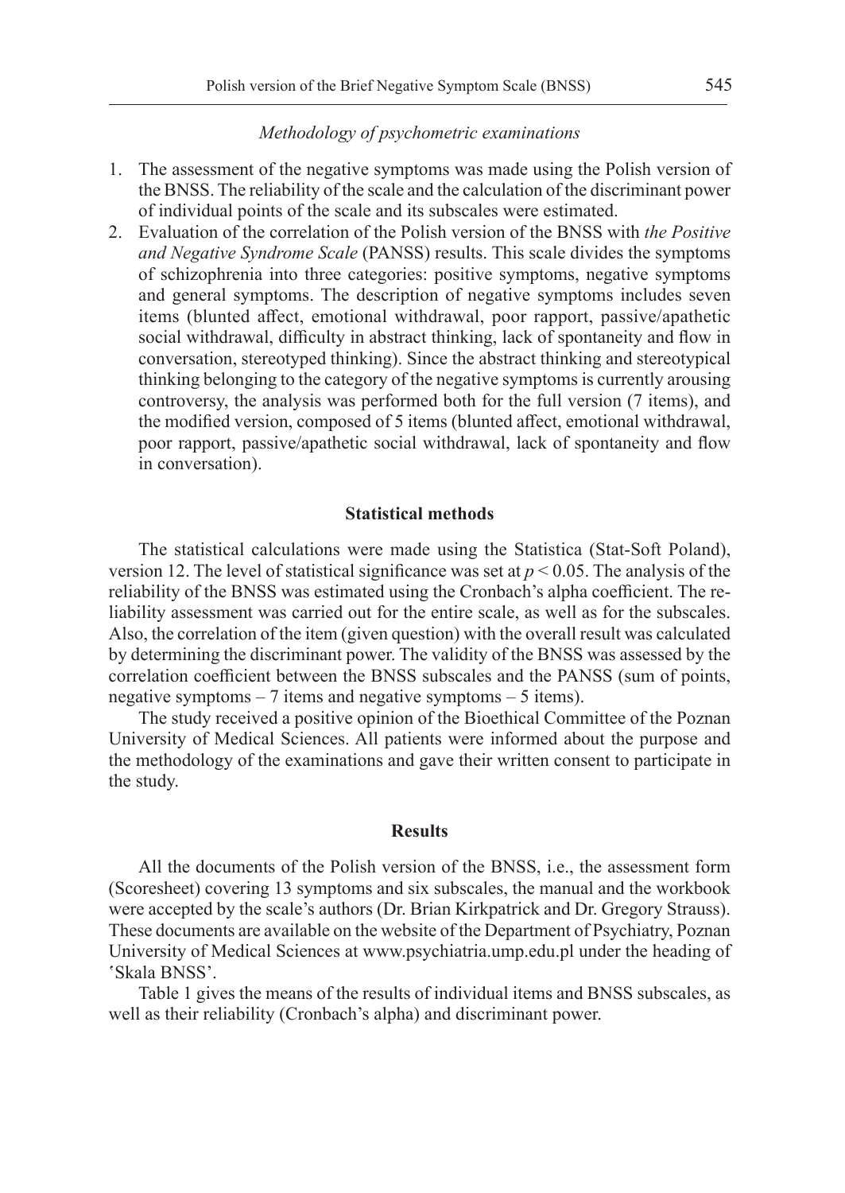*Methodology of psychometric examinations*

1. The assessment of the negative symptoms was made using the Polish version of the BNSS. The reliability of the scale and the calculation of the discriminant power of individual points of the scale and its subscales were estimated.
2. Evaluation of the correlation of the Polish version of the BNSS with *the Positive and Negative Syndrome Scale* (PANSS) results. This scale divides the symptoms of schizophrenia into three categories: positive symptoms, negative symptoms and general symptoms. The description of negative symptoms includes seven items (blunted affect, emotional withdrawal, poor rapport, passive/apathetic social withdrawal, difficulty in abstract thinking, lack of spontaneity and flow in conversation, stereotyped thinking). Since the abstract thinking and stereotypical thinking belonging to the category of the negative symptoms is currently arousing controversy, the analysis was performed both for the full version (7 items), and the modified version, composed of 5 items (blunted affect, emotional withdrawal, poor rapport, passive/apathetic social withdrawal, lack of spontaneity and flow in conversation).

## Statistical methods

The statistical calculations were made using the Statistica (Stat-Soft Poland), version 12. The level of statistical significance was set at $p < 0.05$. The analysis of the reliability of the BNSS was estimated using the Cronbach's alpha coefficient. The reliability assessment was carried out for the entire scale, as well as for the subscales. Also, the correlation of the item (given question) with the overall result was calculated by determining the discriminant power. The validity of the BNSS was assessed by the correlation coefficient between the BNSS subscales and the PANSS (sum of points, negative symptoms – 7 items and negative symptoms – 5 items).

The study received a positive opinion of the Bioethical Committee of the Poznan University of Medical Sciences. All patients were informed about the purpose and the methodology of the examinations and gave their written consent to participate in the study.

## Results

All the documents of the Polish version of the BNSS, i.e., the assessment form (Scoresheet) covering 13 symptoms and six subscales, the manual and the workbook were accepted by the scale's authors (Dr. Brian Kirkpatrick and Dr. Gregory Strauss). These documents are available on the website of the Department of Psychiatry, Poznan University of Medical Sciences at www.psychiatria.ump.edu.pl under the heading of 'Skala BNSS'.

Table 1 gives the means of the results of individual items and BNSS subscales, as well as their reliability (Cronbach's alpha) and discriminant power.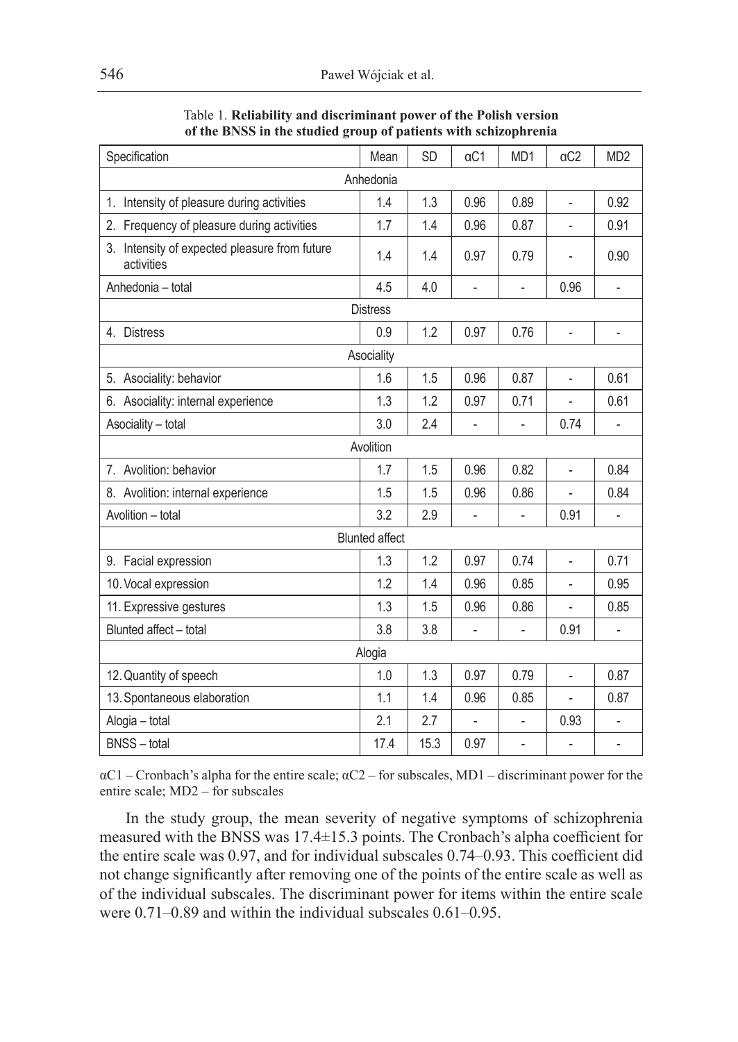Table 1. **Reliability and discriminant power of the Polish version of the BNSS in the studied group of patients with schizophrenia**

| Specification | Mean | SD | αC1 | MD1 | αC2 | MD2 |
|---|---|---|---|---|---|---|
| Anhedonia | | | | | | |
| 1. Intensity of pleasure during activities | 1.4 | 1.3 | 0.96 | 0.89 | - | 0.92 |
| 2. Frequency of pleasure during activities | 1.7 | 1.4 | 0.96 | 0.87 | - | 0.91 |
| 3. Intensity of expected pleasure from future activities | 1.4 | 1.4 | 0.97 | 0.79 | - | 0.90 |
| Anhedonia – total | 4.5 | 4.0 | - | - | 0.96 | - |
| Distress | | | | | | |
| 4. Distress | 0.9 | 1.2 | 0.97 | 0.76 | - | - |
| Asociality | | | | | | |
| 5. Asociality: behavior | 1.6 | 1.5 | 0.96 | 0.87 | - | 0.61 |
| 6. Asociality: internal experience | 1.3 | 1.2 | 0.97 | 0.71 | - | 0.61 |
| Asociality – total | 3.0 | 2.4 | - | - | 0.74 | - |
| Avolition | | | | | | |
| 7. Avolition: behavior | 1.7 | 1.5 | 0.96 | 0.82 | - | 0.84 |
| 8. Avolition: internal experience | 1.5 | 1.5 | 0.96 | 0.86 | - | 0.84 |
| Avolition – total | 3.2 | 2.9 | - | - | 0.91 | - |
| Blunted affect | | | | | | |
| 9. Facial expression | 1.3 | 1.2 | 0.97 | 0.74 | - | 0.71 |
| 10. Vocal expression | 1.2 | 1.4 | 0.96 | 0.85 | - | 0.95 |
| 11. Expressive gestures | 1.3 | 1.5 | 0.96 | 0.86 | - | 0.85 |
| Blunted affect – total | 3.8 | 3.8 | - | - | 0.91 | - |
| Alogia | | | | | | |
| 12. Quantity of speech | 1.0 | 1.3 | 0.97 | 0.79 | - | 0.87 |
| 13. Spontaneous elaboration | 1.1 | 1.4 | 0.96 | 0.85 | - | 0.87 |
| Alogia – total | 2.1 | 2.7 | - | - | 0.93 | - |
| BNSS – total | 17.4 | 15.3 | 0.97 | - | - | - |

αC1 – Cronbach's alpha for the entire scale; αC2 – for subscales, MD1 – discriminant power for the entire scale; MD2 – for subscales

In the study group, the mean severity of negative symptoms of schizophrenia measured with the BNSS was 17.4±15.3 points. The Cronbach's alpha coefficient for the entire scale was 0.97, and for individual subscales 0.74–0.93. This coefficient did not change significantly after removing one of the points of the entire scale as well as of the individual subscales. The discriminant power for items within the entire scale were 0.71–0.89 and within the individual subscales 0.61–0.95.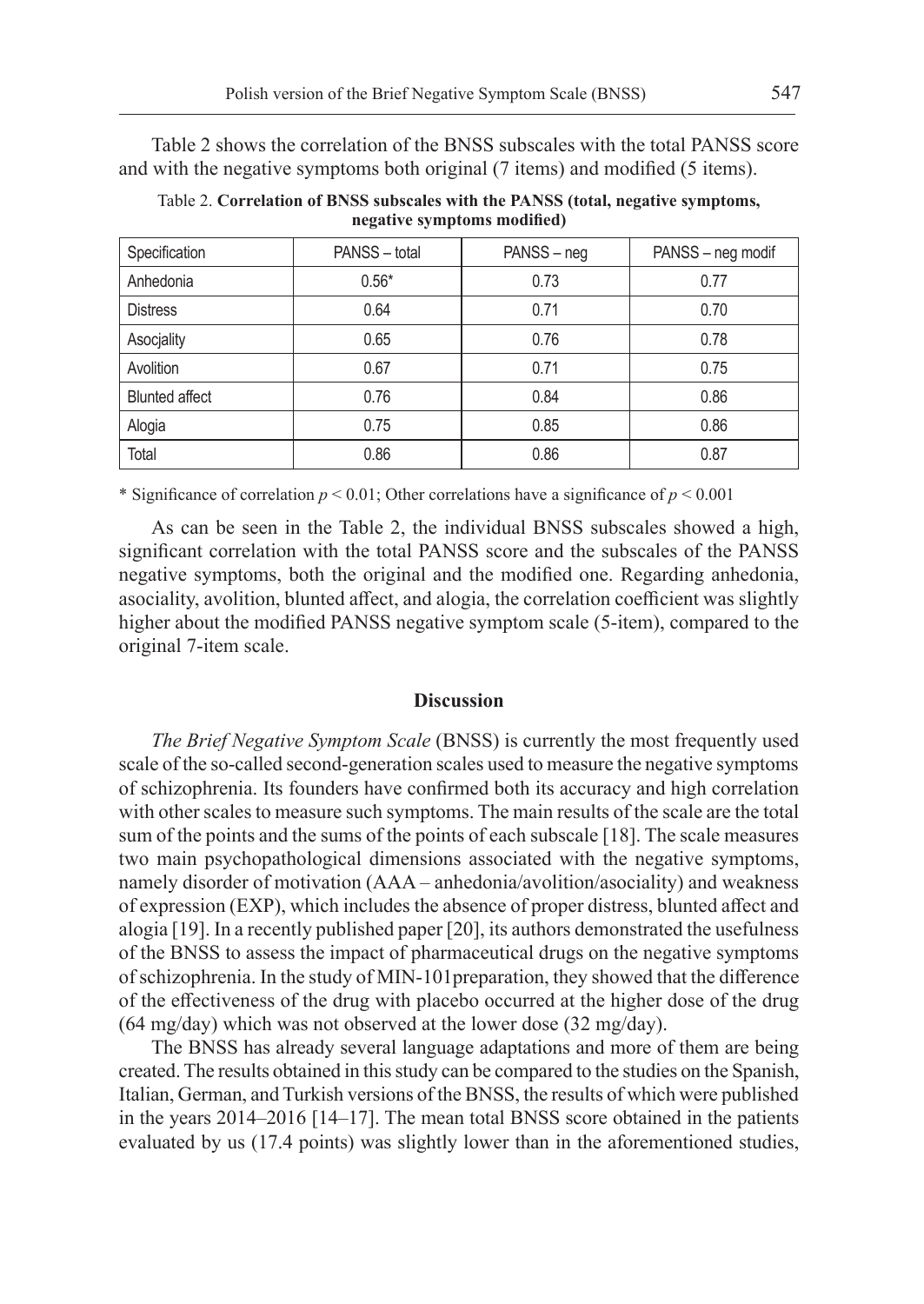Table 2 shows the correlation of the BNSS subscales with the total PANSS score and with the negative symptoms both original (7 items) and modified (5 items).

Table 2. **Correlation of BNSS subscales with the PANSS (total, negative symptoms, negative symptoms modified)**

| Specification | PANSS – total | PANSS – neg | PANSS – neg modif |
|---|---|---|---|
| Anhedonia | 0.56* | 0.73 | 0.77 |
| Distress | 0.64 | 0.71 | 0.70 |
| Asocjality | 0.65 | 0.76 | 0.78 |
| Avolition | 0.67 | 0.71 | 0.75 |
| Blunted affect | 0.76 | 0.84 | 0.86 |
| Alogia | 0.75 | 0.85 | 0.86 |
| Total | 0.86 | 0.86 | 0.87 |

* Significance of correlation $p < 0.01$; Other correlations have a significance of $p < 0.001$

As can be seen in the Table 2, the individual BNSS subscales showed a high, significant correlation with the total PANSS score and the subscales of the PANSS negative symptoms, both the original and the modified one. Regarding anhedonia, asociality, avolition, blunted affect, and alogia, the correlation coefficient was slightly higher about the modified PANSS negative symptom scale (5-item), compared to the original 7-item scale.

## Discussion

*The Brief Negative Symptom Scale* (BNSS) is currently the most frequently used scale of the so-called second-generation scales used to measure the negative symptoms of schizophrenia. Its founders have confirmed both its accuracy and high correlation with other scales to measure such symptoms. The main results of the scale are the total sum of the points and the sums of the points of each subscale [18]. The scale measures two main psychopathological dimensions associated with the negative symptoms, namely disorder of motivation (AAA – anhedonia/avolition/asociality) and weakness of expression (EXP), which includes the absence of proper distress, blunted affect and alogia [19]. In a recently published paper [20], its authors demonstrated the usefulness of the BNSS to assess the impact of pharmaceutical drugs on the negative symptoms of schizophrenia. In the study of MIN-101preparation, they showed that the difference of the effectiveness of the drug with placebo occurred at the higher dose of the drug (64 mg/day) which was not observed at the lower dose (32 mg/day).

The BNSS has already several language adaptations and more of them are being created. The results obtained in this study can be compared to the studies on the Spanish, Italian, German, and Turkish versions of the BNSS, the results of which were published in the years 2014–2016 [14–17]. The mean total BNSS score obtained in the patients evaluated by us (17.4 points) was slightly lower than in the aforementioned studies,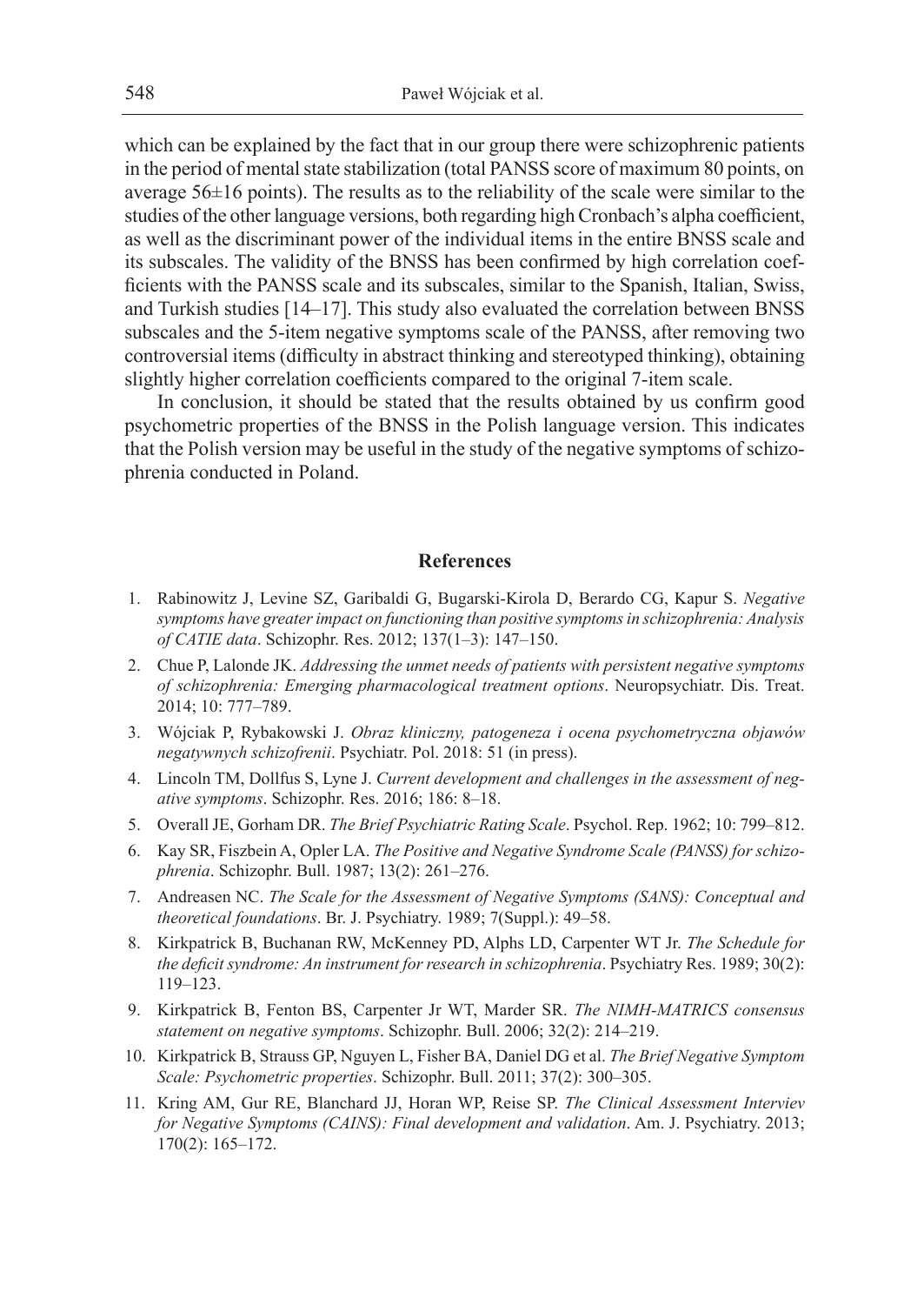which can be explained by the fact that in our group there were schizophrenic patients in the period of mental state stabilization (total PANSS score of maximum 80 points, on average 56±16 points). The results as to the reliability of the scale were similar to the studies of the other language versions, both regarding high Cronbach's alpha coefficient, as well as the discriminant power of the individual items in the entire BNSS scale and its subscales. The validity of the BNSS has been confirmed by high correlation coefficients with the PANSS scale and its subscales, similar to the Spanish, Italian, Swiss, and Turkish studies [14–17]. This study also evaluated the correlation between BNSS subscales and the 5-item negative symptoms scale of the PANSS, after removing two controversial items (difficulty in abstract thinking and stereotyped thinking), obtaining slightly higher correlation coefficients compared to the original 7-item scale.

In conclusion, it should be stated that the results obtained by us confirm good psychometric properties of the BNSS in the Polish language version. This indicates that the Polish version may be useful in the study of the negative symptoms of schizophrenia conducted in Poland.

## References

1. Rabinowitz J, Levine SZ, Garibaldi G, Bugarski-Kirola D, Berardo CG, Kapur S. *Negative symptoms have greater impact on functioning than positive symptoms in schizophrenia: Analysis of CATIE data*. Schizophr. Res. 2012; 137(1–3): 147–150.
2. Chue P, Lalonde JK. *Addressing the unmet needs of patients with persistent negative symptoms of schizophrenia: Emerging pharmacological treatment options*. Neuropsychiatr. Dis. Treat. 2014; 10: 777–789.
3. Wójciak P, Rybakowski J. *Obraz kliniczny, patogeneza i ocena psychometryczna objawów negatywnych schizofrenii*. Psychiatr. Pol. 2018: 51 (in press).
4. Lincoln TM, Dollfus S, Lyne J. *Current development and challenges in the assessment of negative symptoms*. Schizophr. Res. 2016; 186: 8–18.
5. Overall JE, Gorham DR. *The Brief Psychiatric Rating Scale*. Psychol. Rep. 1962; 10: 799–812.
6. Kay SR, Fiszbein A, Opler LA. *The Positive and Negative Syndrome Scale (PANSS) for schizophrenia*. Schizophr. Bull. 1987; 13(2): 261–276.
7. Andreasen NC. *The Scale for the Assessment of Negative Symptoms (SANS): Conceptual and theoretical foundations*. Br. J. Psychiatry. 1989; 7(Suppl.): 49–58.
8. Kirkpatrick B, Buchanan RW, McKenney PD, Alphs LD, Carpenter WT Jr. *The Schedule for the deficit syndrome: An instrument for research in schizophrenia*. Psychiatry Res. 1989; 30(2): 119–123.
9. Kirkpatrick B, Fenton BS, Carpenter Jr WT, Marder SR. *The NIMH-MATRICS consensus statement on negative symptoms*. Schizophr. Bull. 2006; 32(2): 214–219.
10. Kirkpatrick B, Strauss GP, Nguyen L, Fisher BA, Daniel DG et al. *The Brief Negative Symptom Scale: Psychometric properties*. Schizophr. Bull. 2011; 37(2): 300–305.
11. Kring AM, Gur RE, Blanchard JJ, Horan WP, Reise SP. *The Clinical Assessment Interviev for Negative Symptoms (CAINS): Final development and validation*. Am. J. Psychiatry. 2013; 170(2): 165–172.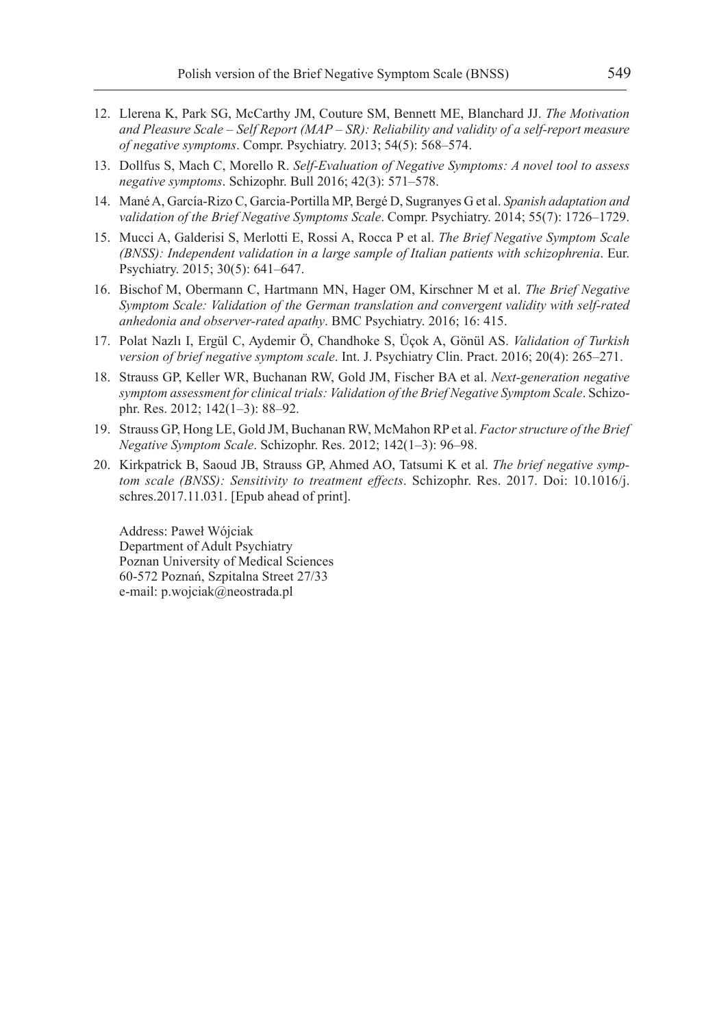12. Llerena K, Park SG, McCarthy JM, Couture SM, Bennett ME, Blanchard JJ. *The Motivation and Pleasure Scale – Self Report (MAP – SR): Reliability and validity of a self-report measure of negative symptoms*. Compr. Psychiatry. 2013; 54(5): 568–574.
13. Dollfus S, Mach C, Morello R. *Self-Evaluation of Negative Symptoms: A novel tool to assess negative symptoms*. Schizophr. Bull 2016; 42(3): 571–578.
14. Mané A, García-Rizo C, Garcia-Portilla MP, Bergé D, Sugranyes G et al. *Spanish adaptation and validation of the Brief Negative Symptoms Scale*. Compr. Psychiatry. 2014; 55(7): 1726–1729.
15. Mucci A, Galderisi S, Merlotti E, Rossi A, Rocca P et al. *The Brief Negative Symptom Scale (BNSS): Independent validation in a large sample of Italian patients with schizophrenia*. Eur. Psychiatry. 2015; 30(5): 641–647.
16. Bischof M, Obermann C, Hartmann MN, Hager OM, Kirschner M et al. *The Brief Negative Symptom Scale: Validation of the German translation and convergent validity with self-rated anhedonia and observer-rated apathy*. BMC Psychiatry. 2016; 16: 415.
17. Polat Nazlı I, Ergül C, Aydemir Ö, Chandhoke S, Üçok A, Gönül AS. *Validation of Turkish version of brief negative symptom scale*. Int. J. Psychiatry Clin. Pract. 2016; 20(4): 265–271.
18. Strauss GP, Keller WR, Buchanan RW, Gold JM, Fischer BA et al. *Next-generation negative symptom assessment for clinical trials: Validation of the Brief Negative Symptom Scale*. Schizophr. Res. 2012; 142(1–3): 88–92.
19. Strauss GP, Hong LE, Gold JM, Buchanan RW, McMahon RP et al. *Factor structure of the Brief Negative Symptom Scale*. Schizophr. Res. 2012; 142(1–3): 96–98.
20. Kirkpatrick B, Saoud JB, Strauss GP, Ahmed AO, Tatsumi K et al. *The brief negative symptom scale (BNSS): Sensitivity to treatment effects*. Schizophr. Res. 2017. Doi: 10.1016/j.schres.2017.11.031. [Epub ahead of print].

Address: Paweł Wójciak
Department of Adult Psychiatry
Poznan University of Medical Sciences
60-572 Poznań, Szpitalna Street 27/33
e-mail: p.wojciak@neostrada.pl